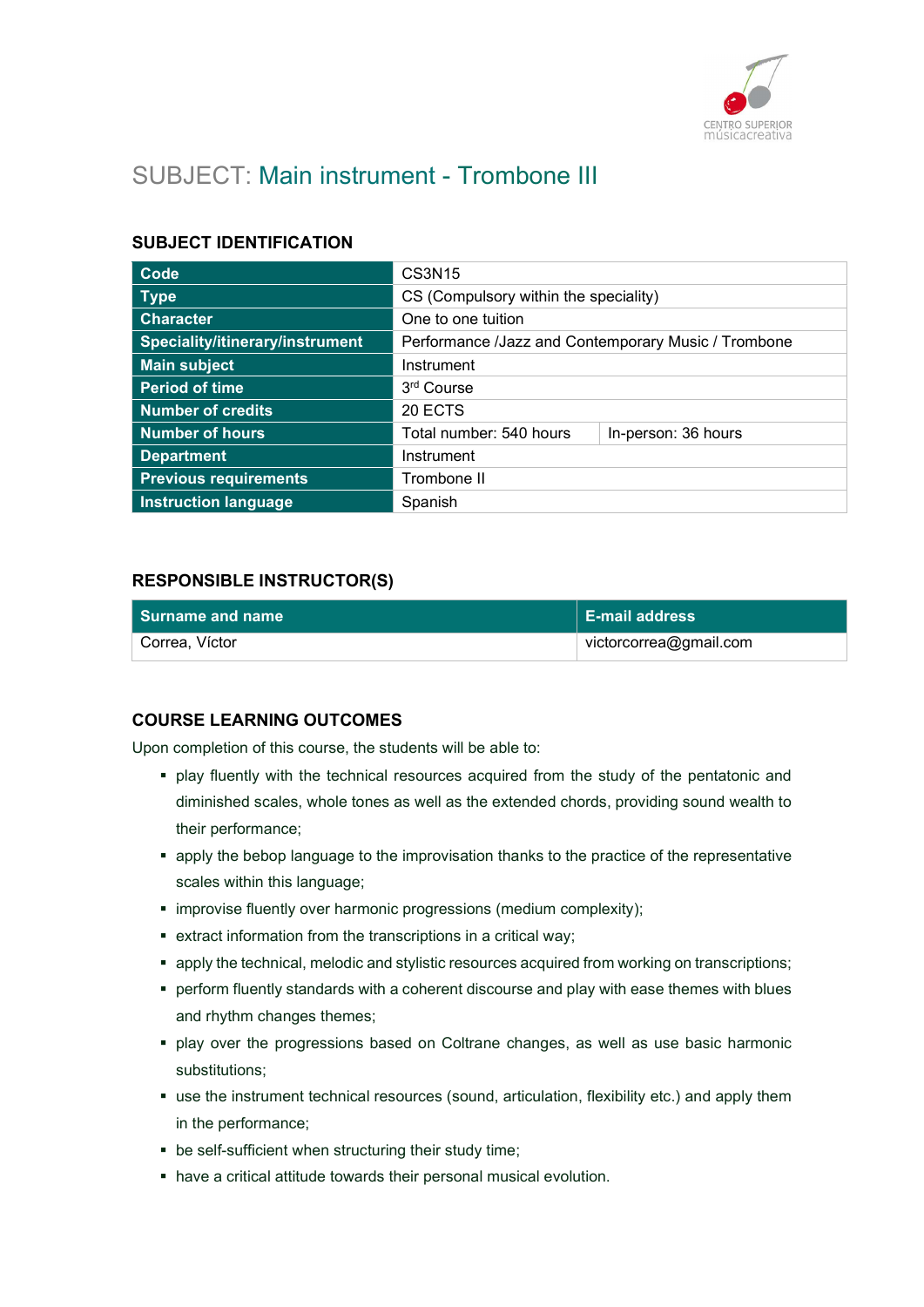# SUBJECT: Main instrument - Trombone III

## SUBJECT IDENTIFICATION

| | | |
|---|---|---|
| **Code** | CS3N15 | |
| **Type** | CS (Compulsory within the speciality) | |
| **Character** | One to one tuition | |
| **Speciality/itinerary/instrument** | Performance /Jazz and Contemporary Music / Trombone | |
| **Main subject** | Instrument | |
| **Period of time** | 3rd Course | |
| **Number of credits** | 20 ECTS | |
| **Number of hours** | Total number: 540 hours | In-person: 36 hours |
| **Department** | Instrument | |
| **Previous requirements** | Trombone II | |
| **Instruction language** | Spanish | |

## RESPONSIBLE INSTRUCTOR(S)

| Surname and name | E-mail address |
|---|---|
| Correa, Víctor | victorcorrea@gmail.com |

## COURSE LEARNING OUTCOMES

Upon completion of this course, the students will be able to:

- play fluently with the technical resources acquired from the study of the pentatonic and diminished scales, whole tones as well as the extended chords, providing sound wealth to their performance;
- apply the bebop language to the improvisation thanks to the practice of the representative scales within this language;
- improvise fluently over harmonic progressions (medium complexity);
- extract information from the transcriptions in a critical way;
- apply the technical, melodic and stylistic resources acquired from working on transcriptions;
- perform fluently standards with a coherent discourse and play with ease themes with blues and rhythm changes themes;
- play over the progressions based on Coltrane changes, as well as use basic harmonic substitutions;
- use the instrument technical resources (sound, articulation, flexibility etc.) and apply them in the performance;
- be self-sufficient when structuring their study time;
- have a critical attitude towards their personal musical evolution.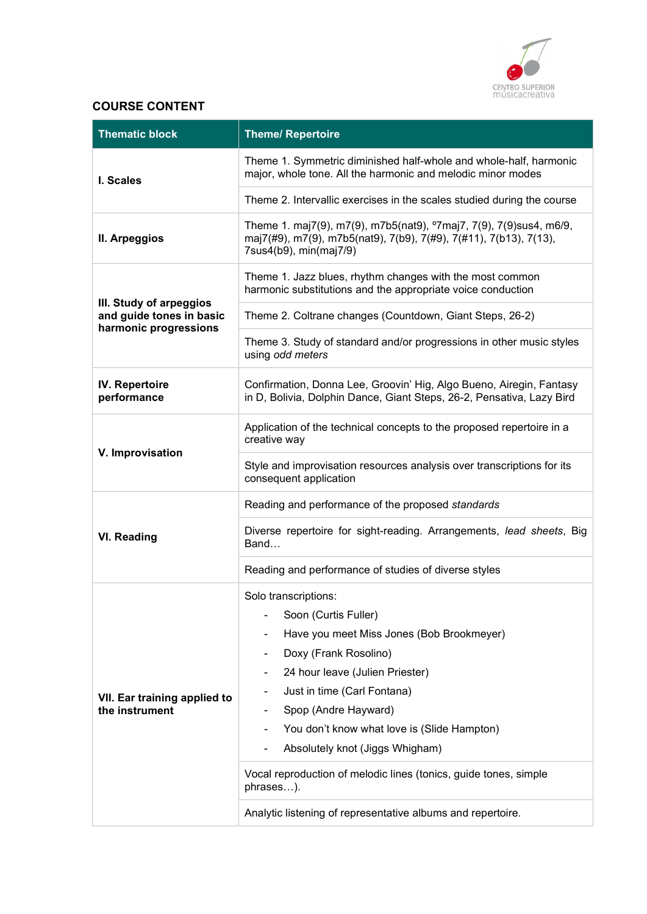## COURSE CONTENT

| Thematic block | Theme/ Repertoire |
|---|---|
| **I. Scales** | Theme 1. Symmetric diminished half-whole and whole-half, harmonic major, whole tone. All the harmonic and melodic minor modes |
| | Theme 2. Intervallic exercises in the scales studied during the course |
| **II. Arpeggios** | Theme 1. maj7(9), m7(9), m7b5(nat9), º7maj7, 7(9), 7(9)sus4, m6/9, maj7(#9), m7(9), m7b5(nat9), 7(b9), 7(#9), 7(#11), 7(b13), 7(13), 7sus4(b9), min(maj7/9) |
| **III. Study of arpeggios and guide tones in basic harmonic progressions** | Theme 1. Jazz blues, rhythm changes with the most common harmonic substitutions and the appropriate voice conduction |
| | Theme 2. Coltrane changes (Countdown, Giant Steps, 26-2) |
| | Theme 3. Study of standard and/or progressions in other music styles using *odd meters* |
| **IV. Repertoire performance** | Confirmation, Donna Lee, Groovin' Hig, Algo Bueno, Airegin, Fantasy in D, Bolivia, Dolphin Dance, Giant Steps, 26-2, Pensativa, Lazy Bird |
| **V. Improvisation** | Application of the technical concepts to the proposed repertoire in a creative way |
| | Style and improvisation resources analysis over transcriptions for its consequent application |
| **VI. Reading** | Reading and performance of the proposed *standards* |
| | Diverse repertoire for sight-reading. Arrangements, *lead sheets*, Big Band… |
| | Reading and performance of studies of diverse styles |
| **VII. Ear training applied to the instrument** | Solo transcriptions:<br>- Soon (Curtis Fuller)<br>- Have you meet Miss Jones (Bob Brookmeyer)<br>- Doxy (Frank Rosolino)<br>- 24 hour leave (Julien Priester)<br>- Just in time (Carl Fontana)<br>- Spop (Andre Hayward)<br>- You don't know what love is (Slide Hampton)<br>- Absolutely knot (Jiggs Whigham) |
| | Vocal reproduction of melodic lines (tonics, guide tones, simple phrases…). |
| | Analytic listening of representative albums and repertoire. |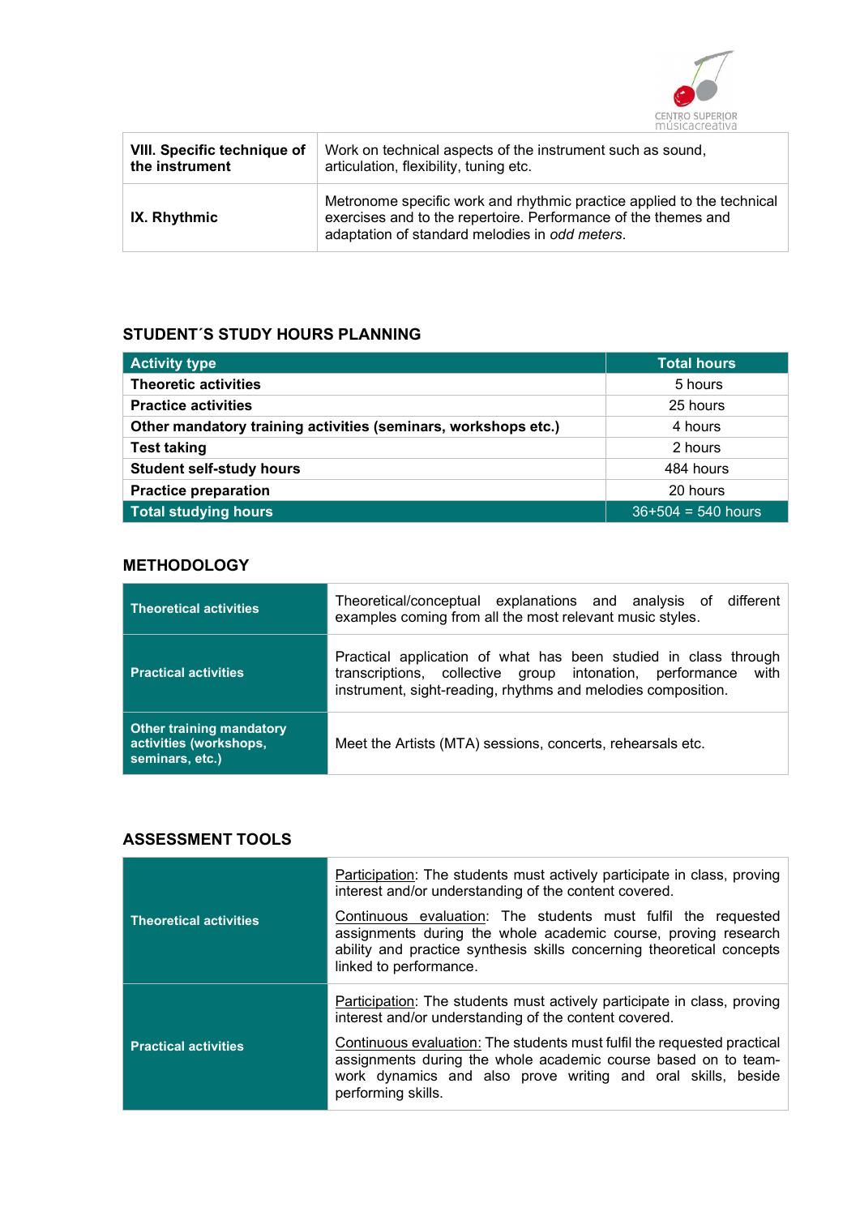| VIII. Specific technique of the instrument | Work on technical aspects of the instrument such as sound, articulation, flexibility, tuning etc. |
|---|---|
| IX. Rhythmic | Metronome specific work and rhythmic practice applied to the technical exercises and to the repertoire. Performance of the themes and adaptation of standard melodies in *odd meters*. |

## STUDENT´S STUDY HOURS PLANNING

| Activity type | Total hours |
|---|---|
| **Theoretic activities** | 5 hours |
| **Practice activities** | 25 hours |
| **Other mandatory training activities (seminars, workshops etc.)** | 4 hours |
| **Test taking** | 2 hours |
| **Student self-study hours** | 484 hours |
| **Practice preparation** | 20 hours |
| **Total studying hours** | 36+504 = 540 hours |

## METHODOLOGY

| | |
|---|---|
| **Theoretical activities** | Theoretical/conceptual explanations and analysis of different examples coming from all the most relevant music styles. |
| **Practical activities** | Practical application of what has been studied in class through transcriptions, collective group intonation, performance with instrument, sight-reading, rhythms and melodies composition. |
| **Other training mandatory activities (workshops, seminars, etc.)** | Meet the Artists (MTA) sessions, concerts, rehearsals etc. |

## ASSESSMENT TOOLS

| | |
|---|---|
| **Theoretical activities** | Participation: The students must actively participate in class, proving interest and/or understanding of the content covered.<br><br>Continuous evaluation: The students must fulfil the requested assignments during the whole academic course, proving research ability and practice synthesis skills concerning theoretical concepts linked to performance. |
| **Practical activities** | Participation: The students must actively participate in class, proving interest and/or understanding of the content covered.<br><br>Continuous evaluation: The students must fulfil the requested practical assignments during the whole academic course based on to team-work dynamics and also prove writing and oral skills, beside performing skills. |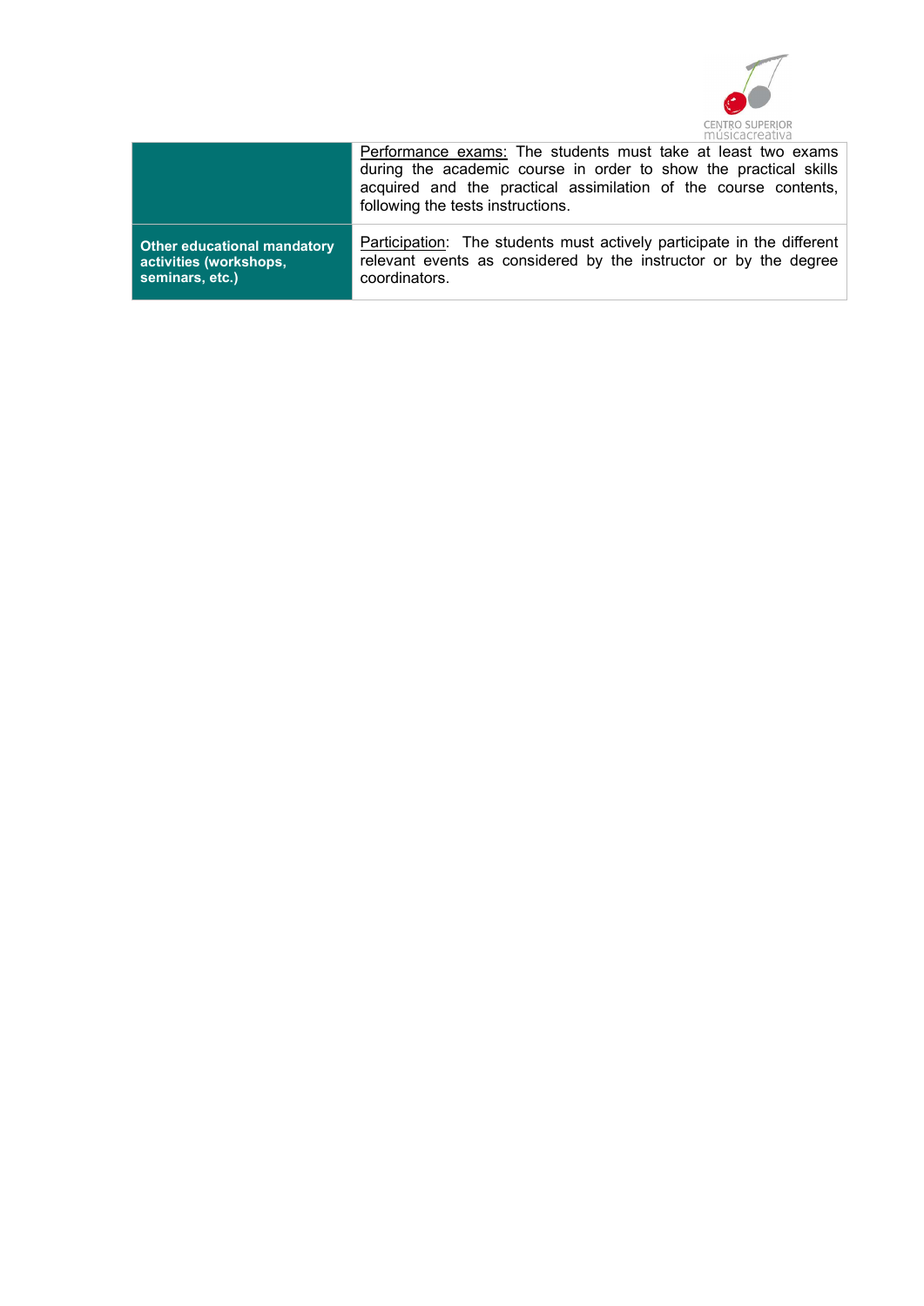| | |
|---|---|
| | Performance exams: The students must take at least two exams during the academic course in order to show the practical skills acquired and the practical assimilation of the course contents, following the tests instructions. |
| **Other educational mandatory activities (workshops, seminars, etc.)** | Participation: The students must actively participate in the different relevant events as considered by the instructor or by the degree coordinators. |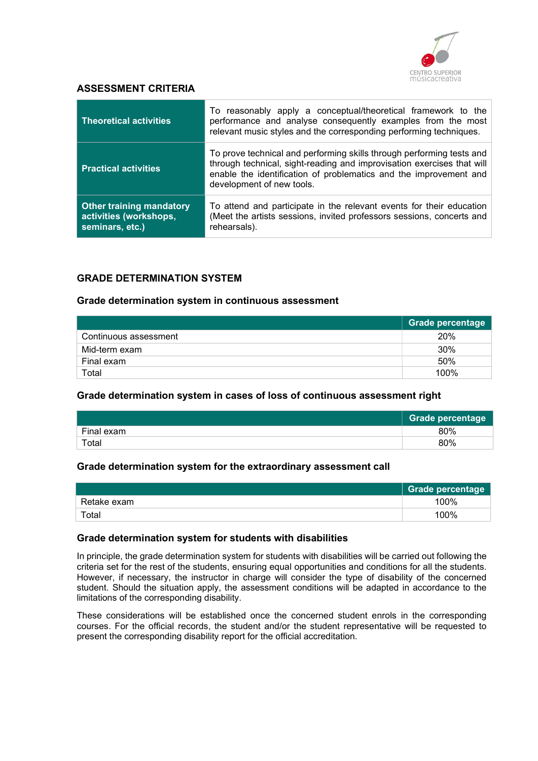## ASSESSMENT CRITERIA

| | |
|---|---|
| **Theoretical activities** | To reasonably apply a conceptual/theoretical framework to the performance and analyse consequently examples from the most relevant music styles and the corresponding performing techniques. |
| **Practical activities** | To prove technical and performing skills through performing tests and through technical, sight-reading and improvisation exercises that will enable the identification of problematics and the improvement and development of new tools. |
| **Other training mandatory activities (workshops, seminars, etc.)** | To attend and participate in the relevant events for their education (Meet the artists sessions, invited professors sessions, concerts and rehearsals). |

## GRADE DETERMINATION SYSTEM

### Grade determination system in continuous assessment

| | Grade percentage |
|---|---|
| Continuous assessment | 20% |
| Mid-term exam | 30% |
| Final exam | 50% |
| Total | 100% |

### Grade determination system in cases of loss of continuous assessment right

| | Grade percentage |
|---|---|
| Final exam | 80% |
| Total | 80% |

### Grade determination system for the extraordinary assessment call

| | Grade percentage |
|---|---|
| Retake exam | 100% |
| Total | 100% |

### Grade determination system for students with disabilities

In principle, the grade determination system for students with disabilities will be carried out following the criteria set for the rest of the students, ensuring equal opportunities and conditions for all the students. However, if necessary, the instructor in charge will consider the type of disability of the concerned student. Should the situation apply, the assessment conditions will be adapted in accordance to the limitations of the corresponding disability.

These considerations will be established once the concerned student enrols in the corresponding courses. For the official records, the student and/or the student representative will be requested to present the corresponding disability report for the official accreditation.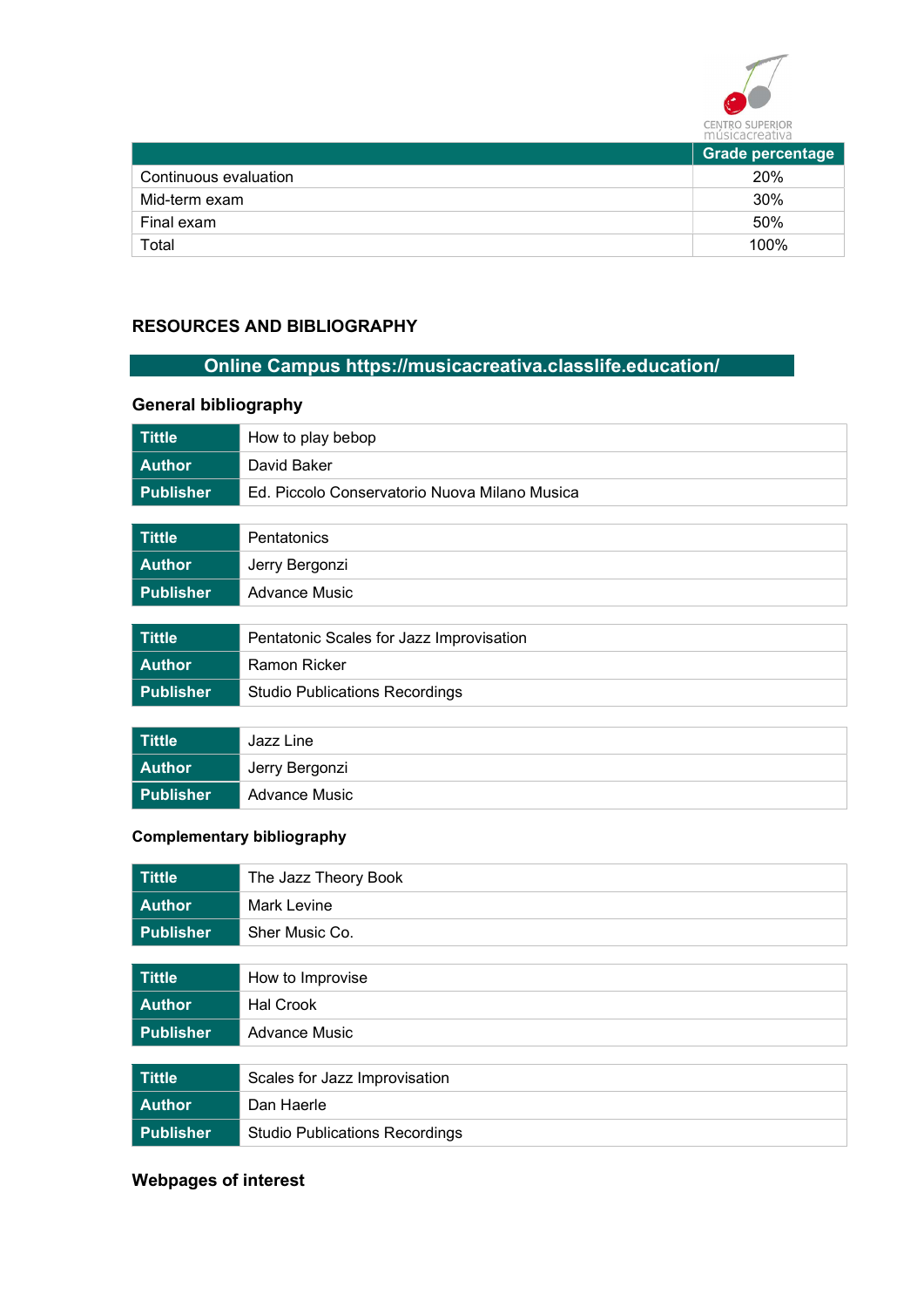| | Grade percentage |
|---|---|
| Continuous evaluation | 20% |
| Mid-term exam | 30% |
| Final exam | 50% |
| Total | 100% |

## RESOURCES AND BIBLIOGRAPHY

**Online Campus https://musicacreativa.classlife.education/**

### General bibliography

| | |
|---|---|
| **Tittle** | How to play bebop |
| **Author** | David Baker |
| **Publisher** | Ed. Piccolo Conservatorio Nuova Milano Musica |

| | |
|---|---|
| **Tittle** | Pentatonics |
| **Author** | Jerry Bergonzi |
| **Publisher** | Advance Music |

| | |
|---|---|
| **Tittle** | Pentatonic Scales for Jazz Improvisation |
| **Author** | Ramon Ricker |
| **Publisher** | Studio Publications Recordings |

| | |
|---|---|
| **Tittle** | Jazz Line |
| **Author** | Jerry Bergonzi |
| **Publisher** | Advance Music |

### Complementary bibliography

| | |
|---|---|
| **Tittle** | The Jazz Theory Book |
| **Author** | Mark Levine |
| **Publisher** | Sher Music Co. |

| | |
|---|---|
| **Tittle** | How to Improvise |
| **Author** | Hal Crook |
| **Publisher** | Advance Music |

| | |
|---|---|
| **Tittle** | Scales for Jazz Improvisation |
| **Author** | Dan Haerle |
| **Publisher** | Studio Publications Recordings |

### Webpages of interest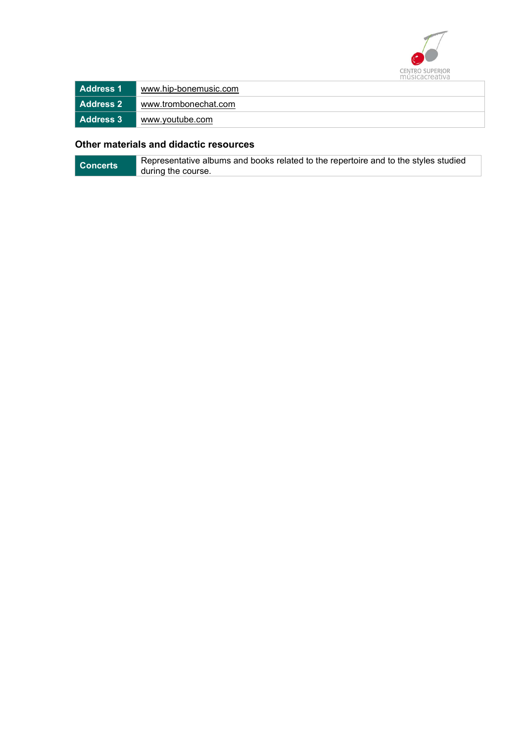| | |
|---|---|
| **Address 1** | www.hip-bonemusic.com |
| **Address 2** | www.trombonechat.com |
| **Address 3** | www.youtube.com |

### Other materials and didactic resources

| | |
|---|---|
| **Concerts** | Representative albums and books related to the repertoire and to the styles studied during the course. |